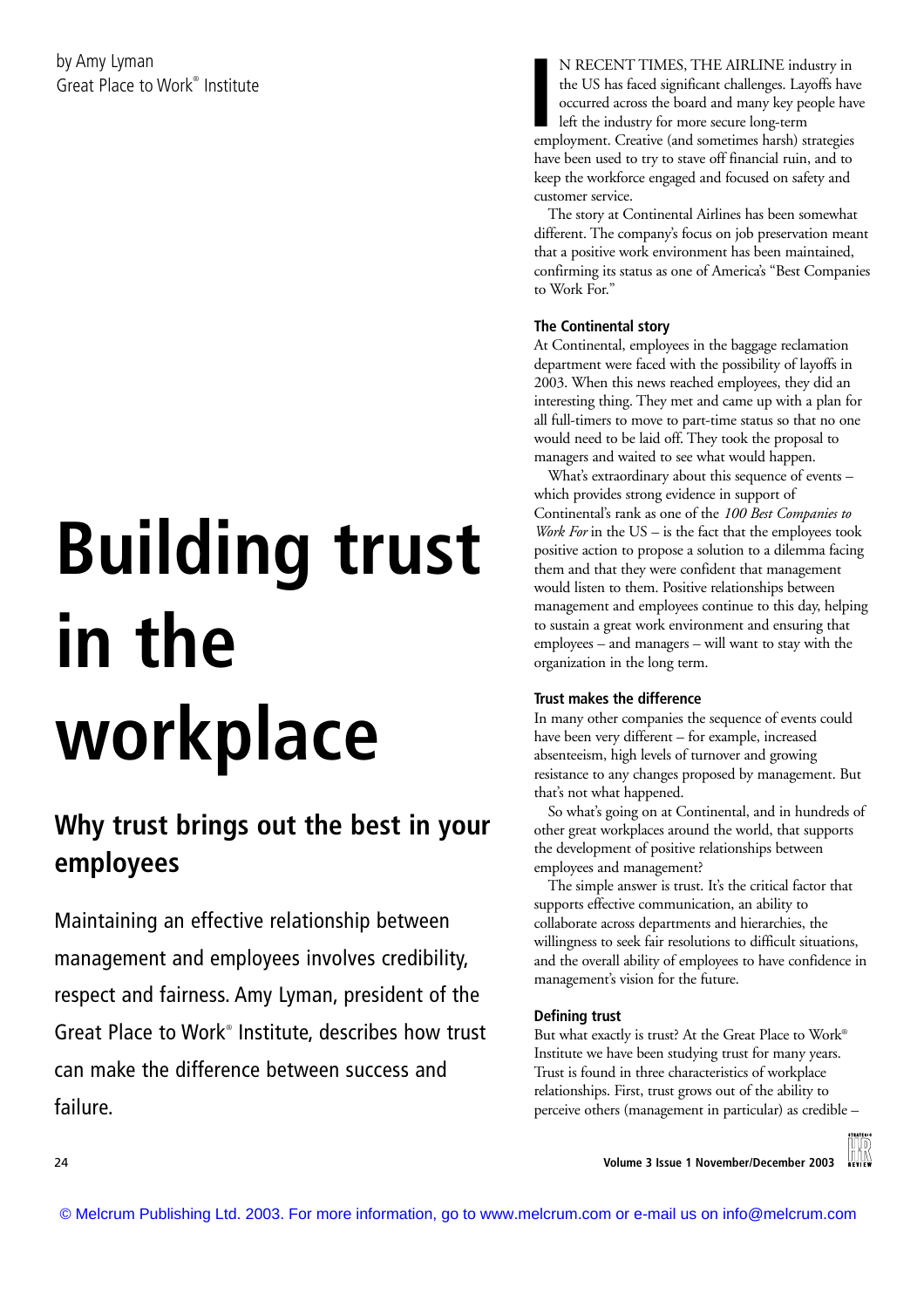by Amy Lyman
Great Place to Work® Institute

# Building trust in the workplace

## Why trust brings out the best in your employees

Maintaining an effective relationship between management and employees involves credibility, respect and fairness. Amy Lyman, president of the Great Place to Work® Institute, describes how trust can make the difference between success and failure.

IN RECENT TIMES, THE AIRLINE industry in the US has faced significant challenges. Layoffs have occurred across the board and many key people have left the industry for more secure long-term employment. Creative (and sometimes harsh) strategies have been used to try to stave off financial ruin, and to keep the workforce engaged and focused on safety and customer service.

The story at Continental Airlines has been somewhat different. The company's focus on job preservation meant that a positive work environment has been maintained, confirming its status as one of America's "Best Companies to Work For."

### The Continental story

At Continental, employees in the baggage reclamation department were faced with the possibility of layoffs in 2003. When this news reached employees, they did an interesting thing. They met and came up with a plan for all full-timers to move to part-time status so that no one would need to be laid off. They took the proposal to managers and waited to see what would happen.

What's extraordinary about this sequence of events – which provides strong evidence in support of Continental's rank as one of the *100 Best Companies to Work For* in the US – is the fact that the employees took positive action to propose a solution to a dilemma facing them and that they were confident that management would listen to them. Positive relationships between management and employees continue to this day, helping to sustain a great work environment and ensuring that employees – and managers – will want to stay with the organization in the long term.

### Trust makes the difference

In many other companies the sequence of events could have been very different – for example, increased absenteeism, high levels of turnover and growing resistance to any changes proposed by management. But that's not what happened.

So what's going on at Continental, and in hundreds of other great workplaces around the world, that supports the development of positive relationships between employees and management?

The simple answer is trust. It's the critical factor that supports effective communication, an ability to collaborate across departments and hierarchies, the willingness to seek fair resolutions to difficult situations, and the overall ability of employees to have confidence in management's vision for the future.

### Defining trust

But what exactly is trust? At the Great Place to Work® Institute we have been studying trust for many years. Trust is found in three characteristics of workplace relationships. First, trust grows out of the ability to perceive others (management in particular) as credible –

© Melcrum Publishing Ltd. 2003. For more information, go to www.melcrum.com or e-mail us on info@melcrum.com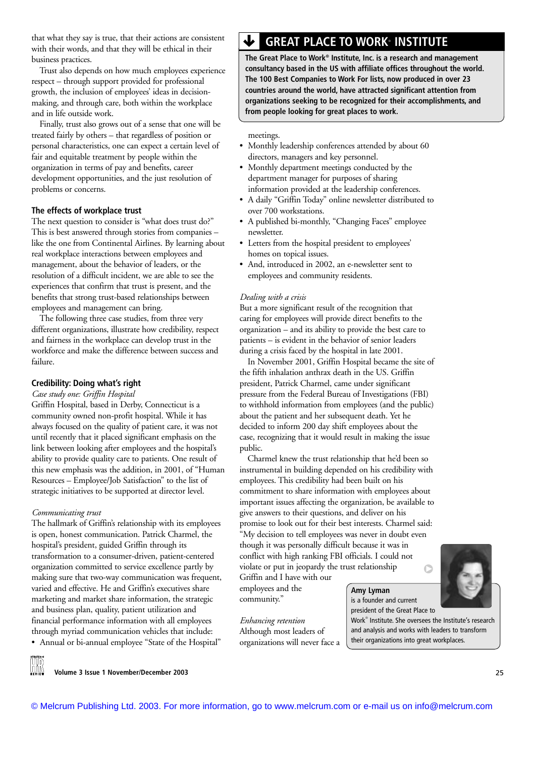that what they say is true, that their actions are consistent with their words, and that they will be ethical in their business practices.

Trust also depends on how much employees experience respect – through support provided for professional growth, the inclusion of employees' ideas in decision-making, and through care, both within the workplace and in life outside work.

Finally, trust also grows out of a sense that one will be treated fairly by others – that regardless of position or personal characteristics, one can expect a certain level of fair and equitable treatment by people within the organization in terms of pay and benefits, career development opportunities, and the just resolution of problems or concerns.

### The effects of workplace trust

The next question to consider is "what does trust do?" This is best answered through stories from companies – like the one from Continental Airlines. By learning about real workplace interactions between employees and management, about the behavior of leaders, or the resolution of a difficult incident, we are able to see the experiences that confirm that trust is present, and the benefits that strong trust-based relationships between employees and management can bring.

The following three case studies, from three very different organizations, illustrate how credibility, respect and fairness in the workplace can develop trust in the workforce and make the difference between success and failure.

### Credibility: Doing what's right

*Case study one: Griffin Hospital*

Griffin Hospital, based in Derby, Connecticut is a community owned non-profit hospital. While it has always focused on the quality of patient care, it was not until recently that it placed significant emphasis on the link between looking after employees and the hospital's ability to provide quality care to patients. One result of this new emphasis was the addition, in 2001, of "Human Resources – Employee/Job Satisfaction" to the list of strategic initiatives to be supported at director level.

*Communicating trust*

The hallmark of Griffin's relationship with its employees is open, honest communication. Patrick Charmel, the hospital's president, guided Griffin through its transformation to a consumer-driven, patient-centered organization committed to service excellence partly by making sure that two-way communication was frequent, varied and effective. He and Griffin's executives share marketing and market share information, the strategic and business plan, quality, patient utilization and financial performance information with all employees through myriad communication vehicles that include:

- Annual or bi-annual employee "State of the Hospital" meetings.
- Monthly leadership conferences attended by about 60 directors, managers and key personnel.
- Monthly department meetings conducted by the department manager for purposes of sharing information provided at the leadership conferences.
- A daily "Griffin Today" online newsletter distributed to over 700 workstations.
- A published bi-monthly, "Changing Faces" employee newsletter.
- Letters from the hospital president to employees' homes on topical issues.
- And, introduced in 2002, an e-newsletter sent to employees and community residents.

*Dealing with a crisis*

But a more significant result of the recognition that caring for employees will provide direct benefits to the organization – and its ability to provide the best care to patients – is evident in the behavior of senior leaders during a crisis faced by the hospital in late 2001.

In November 2001, Griffin Hospital became the site of the fifth inhalation anthrax death in the US. Griffin president, Patrick Charmel, came under significant pressure from the Federal Bureau of Investigations (FBI) to withhold information from employees (and the public) about the patient and her subsequent death. Yet he decided to inform 200 day shift employees about the case, recognizing that it would result in making the issue public.

Charmel knew the trust relationship that he'd been so instrumental in building depended on his credibility with employees. This credibility had been built on his commitment to share information with employees about important issues affecting the organization, be available to give answers to their questions, and deliver on his promise to look out for their best interests. Charmel said: "My decision to tell employees was never in doubt even though it was personally difficult because it was in conflict with high ranking FBI officials. I could not violate or put in jeopardy the trust relationship Griffin and I have with our employees and the community."

*Enhancing retention*

Although most leaders of organizations will never face a

---

**GREAT PLACE TO WORK® INSTITUTE**

**The Great Place to Work® Institute, Inc. is a research and management consultancy based in the US with affiliate offices throughout the world. The 100 Best Companies to Work For lists, now produced in over 23 countries around the world, have attracted significant attention from organizations seeking to be recognized for their accomplishments, and from people looking for great places to work.**

**Amy Lyman** is a founder and current president of the Great Place to Work® Institute. She oversees the Institute's research and analysis and works with leaders to transform their organizations into great workplaces.

© Melcrum Publishing Ltd. 2003. For more information, go to www.melcrum.com or e-mail us on info@melcrum.com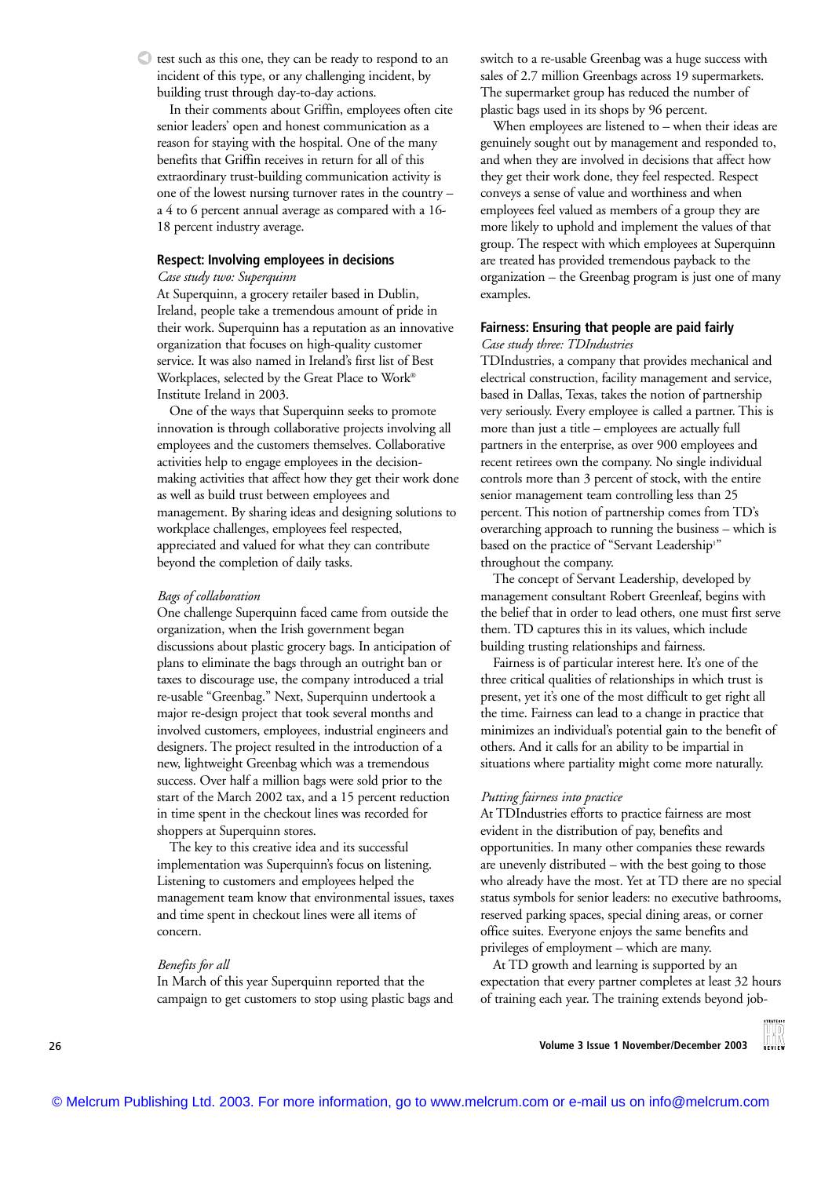test such as this one, they can be ready to respond to an incident of this type, or any challenging incident, by building trust through day-to-day actions.

In their comments about Griffin, employees often cite senior leaders' open and honest communication as a reason for staying with the hospital. One of the many benefits that Griffin receives in return for all of this extraordinary trust-building communication activity is one of the lowest nursing turnover rates in the country – a 4 to 6 percent annual average as compared with a 16-18 percent industry average.

### Respect: Involving employees in decisions

*Case study two: Superquinn*

At Superquinn, a grocery retailer based in Dublin, Ireland, people take a tremendous amount of pride in their work. Superquinn has a reputation as an innovative organization that focuses on high-quality customer service. It was also named in Ireland's first list of Best Workplaces, selected by the Great Place to Work® Institute Ireland in 2003.

One of the ways that Superquinn seeks to promote innovation is through collaborative projects involving all employees and the customers themselves. Collaborative activities help to engage employees in the decision-making activities that affect how they get their work done as well as build trust between employees and management. By sharing ideas and designing solutions to workplace challenges, employees feel respected, appreciated and valued for what they can contribute beyond the completion of daily tasks.

*Bags of collaboration*

One challenge Superquinn faced came from outside the organization, when the Irish government began discussions about plastic grocery bags. In anticipation of plans to eliminate the bags through an outright ban or taxes to discourage use, the company introduced a trial re-usable "Greenbag." Next, Superquinn undertook a major re-design project that took several months and involved customers, employees, industrial engineers and designers. The project resulted in the introduction of a new, lightweight Greenbag which was a tremendous success. Over half a million bags were sold prior to the start of the March 2002 tax, and a 15 percent reduction in time spent in the checkout lines was recorded for shoppers at Superquinn stores.

The key to this creative idea and its successful implementation was Superquinn's focus on listening. Listening to customers and employees helped the management team know that environmental issues, taxes and time spent in checkout lines were all items of concern.

*Benefits for all*

In March of this year Superquinn reported that the campaign to get customers to stop using plastic bags and switch to a re-usable Greenbag was a huge success with sales of 2.7 million Greenbags across 19 supermarkets. The supermarket group has reduced the number of plastic bags used in its shops by 96 percent.

When employees are listened to – when their ideas are genuinely sought out by management and responded to, and when they are involved in decisions that affect how they get their work done, they feel respected. Respect conveys a sense of value and worthiness and when employees feel valued as members of a group they are more likely to uphold and implement the values of that group. The respect with which employees at Superquinn are treated has provided tremendous payback to the organization – the Greenbag program is just one of many examples.

### Fairness: Ensuring that people are paid fairly

*Case study three: TDIndustries*

TDIndustries, a company that provides mechanical and electrical construction, facility management and service, based in Dallas, Texas, takes the notion of partnership very seriously. Every employee is called a partner. This is more than just a title – employees are actually full partners in the enterprise, as over 900 employees and recent retirees own the company. No single individual controls more than 3 percent of stock, with the entire senior management team controlling less than 25 percent. This notion of partnership comes from TD's overarching approach to running the business – which is based on the practice of "Servant Leadership[1]" throughout the company.

The concept of Servant Leadership, developed by management consultant Robert Greenleaf, begins with the belief that in order to lead others, one must first serve them. TD captures this in its values, which include building trusting relationships and fairness.

Fairness is of particular interest here. It's one of the three critical qualities of relationships in which trust is present, yet it's one of the most difficult to get right all the time. Fairness can lead to a change in practice that minimizes an individual's potential gain to the benefit of others. And it calls for an ability to be impartial in situations where partiality might come more naturally.

*Putting fairness into practice*

At TDIndustries efforts to practice fairness are most evident in the distribution of pay, benefits and opportunities. In many other companies these rewards are unevenly distributed – with the best going to those who already have the most. Yet at TD there are no special status symbols for senior leaders: no executive bathrooms, reserved parking spaces, special dining areas, or corner office suites. Everyone enjoys the same benefits and privileges of employment – which are many.

At TD growth and learning is supported by an expectation that every partner completes at least 32 hours of training each year. The training extends beyond job-

© Melcrum Publishing Ltd. 2003. For more information, go to www.melcrum.com or e-mail us on info@melcrum.com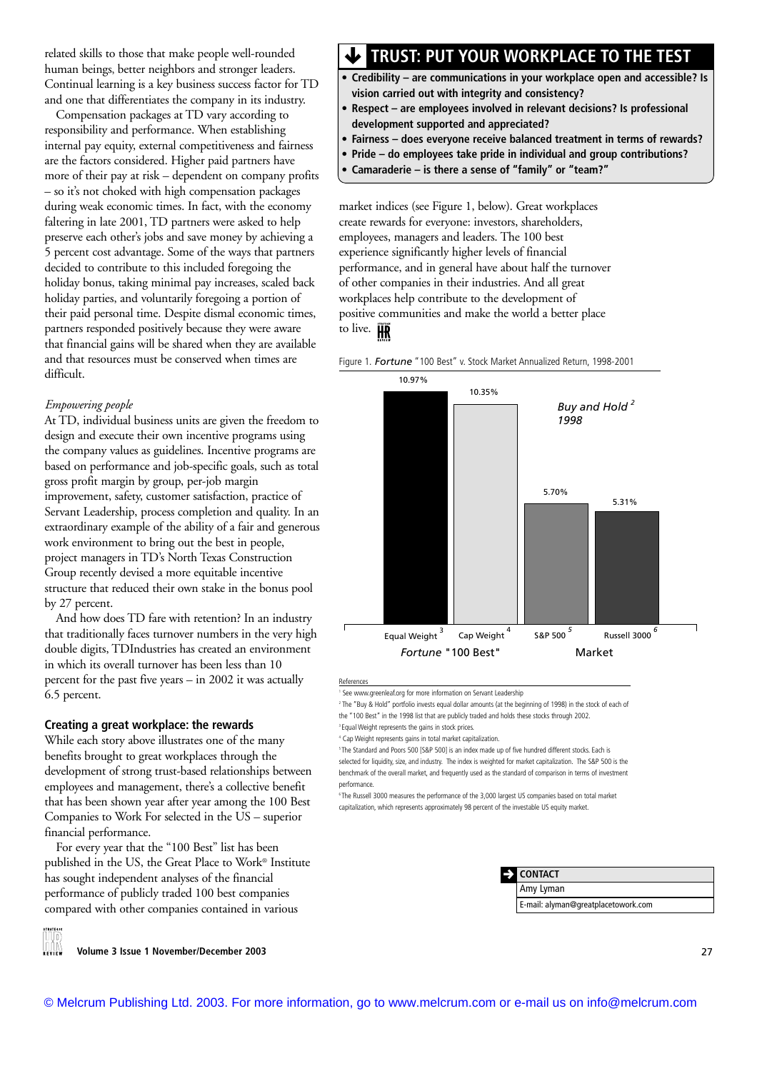related skills to those that make people well-rounded human beings, better neighbors and stronger leaders. Continual learning is a key business success factor for TD and one that differentiates the company in its industry.

Compensation packages at TD vary according to responsibility and performance. When establishing internal pay equity, external competitiveness and fairness are the factors considered. Higher paid partners have more of their pay at risk – dependent on company profits – so it's not choked with high compensation packages during weak economic times. In fact, with the economy faltering in late 2001, TD partners were asked to help preserve each other's jobs and save money by achieving a 5 percent cost advantage. Some of the ways that partners decided to contribute to this included foregoing the holiday bonus, taking minimal pay increases, scaled back holiday parties, and voluntarily foregoing a portion of their paid personal time. Despite dismal economic times, partners responded positively because they were aware that financial gains will be shared when they are available and that resources must be conserved when times are difficult.

*Empowering people*

At TD, individual business units are given the freedom to design and execute their own incentive programs using the company values as guidelines. Incentive programs are based on performance and job-specific goals, such as total gross profit margin by group, per-job margin improvement, safety, customer satisfaction, practice of Servant Leadership, process completion and quality. In an extraordinary example of the ability of a fair and generous work environment to bring out the best in people, project managers in TD's North Texas Construction Group recently devised a more equitable incentive structure that reduced their own stake in the bonus pool by 27 percent.

And how does TD fare with retention? In an industry that traditionally faces turnover numbers in the very high double digits, TDIndustries has created an environment in which its overall turnover has been less than 10 percent for the past five years – in 2002 it was actually 6.5 percent.

### Creating a great workplace: the rewards

While each story above illustrates one of the many benefits brought to great workplaces through the development of strong trust-based relationships between employees and management, there's a collective benefit that has been shown year after year among the 100 Best Companies to Work For selected in the US – superior financial performance.

For every year that the "100 Best" list has been published in the US, the Great Place to Work® Institute has sought independent analyses of the financial performance of publicly traded 100 best companies compared with other companies contained in various market indices (see Figure 1, below). Great workplaces create rewards for everyone: investors, shareholders, employees, managers and leaders. The 100 best experience significantly higher levels of financial performance, and in general have about half the turnover of other companies in their industries. And all great workplaces help contribute to the development of positive communities and make the world a better place to live.

## TRUST: PUT YOUR WORKPLACE TO THE TEST

- **Credibility – are communications in your workplace open and accessible? Is vision carried out with integrity and consistency?**
- **Respect – are employees involved in relevant decisions? Is professional development supported and appreciated?**
- **Fairness – does everyone receive balanced treatment in terms of rewards?**
- **Pride – do employees take pride in individual and group contributions?**
- **Camaraderie – is there a sense of "family" or "team?"**

Figure 1. *Fortune* "100 Best" v. Stock Market Annualized Return, 1998-2001

Buy and Hold [2]
1998

10.97%
10.35%
5.70%
5.31%

Equal Weight [3]
Cap Weight [4]
S&P 500 [5]
Russell 3000 [6]

*Fortune* "100 Best"
Market

References

[1] See www.greenleaf.org for more information on Servant Leadership

[2] The "Buy & Hold" portfolio invests equal dollar amounts (at the beginning of 1998) in the stock of each of the "100 Best" in the 1998 list that are publicly traded and holds these stocks through 2002.

[3] Equal Weight represents the gains in stock prices.

[4] Cap Weight represents gains in total market capitalization.

[5] The Standard and Poors 500 [S&P 500] is an index made up of five hundred different stocks. Each is selected for liquidity, size, and industry. The index is weighted for market capitalization. The S&P 500 is the benchmark of the overall market, and frequently used as the standard of comparison in terms of investment performance.

[6] The Russell 3000 measures the performance of the 3,000 largest US companies based on total market capitalization, which represents approximately 98 percent of the investable US equity market.

| CONTACT |
|---|
| Amy Lyman |
| E-mail: alyman@greatplacetowork.com |

© Melcrum Publishing Ltd. 2003. For more information, go to www.melcrum.com or e-mail us on info@melcrum.com